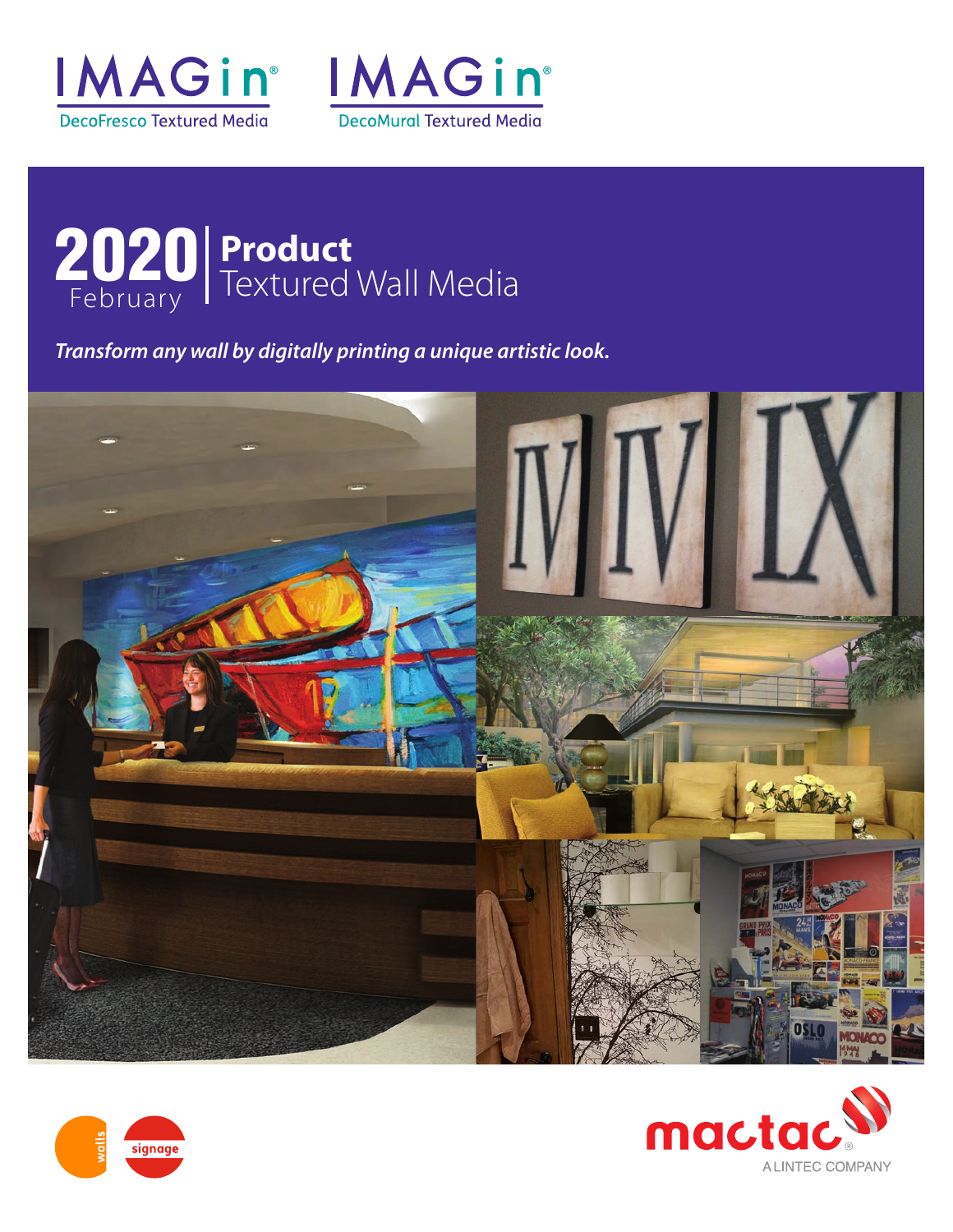IMAGin® DecoFresco Textured Media

IMAGin® DecoMural Textured Media

# 2020 February | Product Textured Wall Media

*Transform any wall by digitally printing a unique artistic look.*

walls

signage

mactac® A LINTEC COMPANY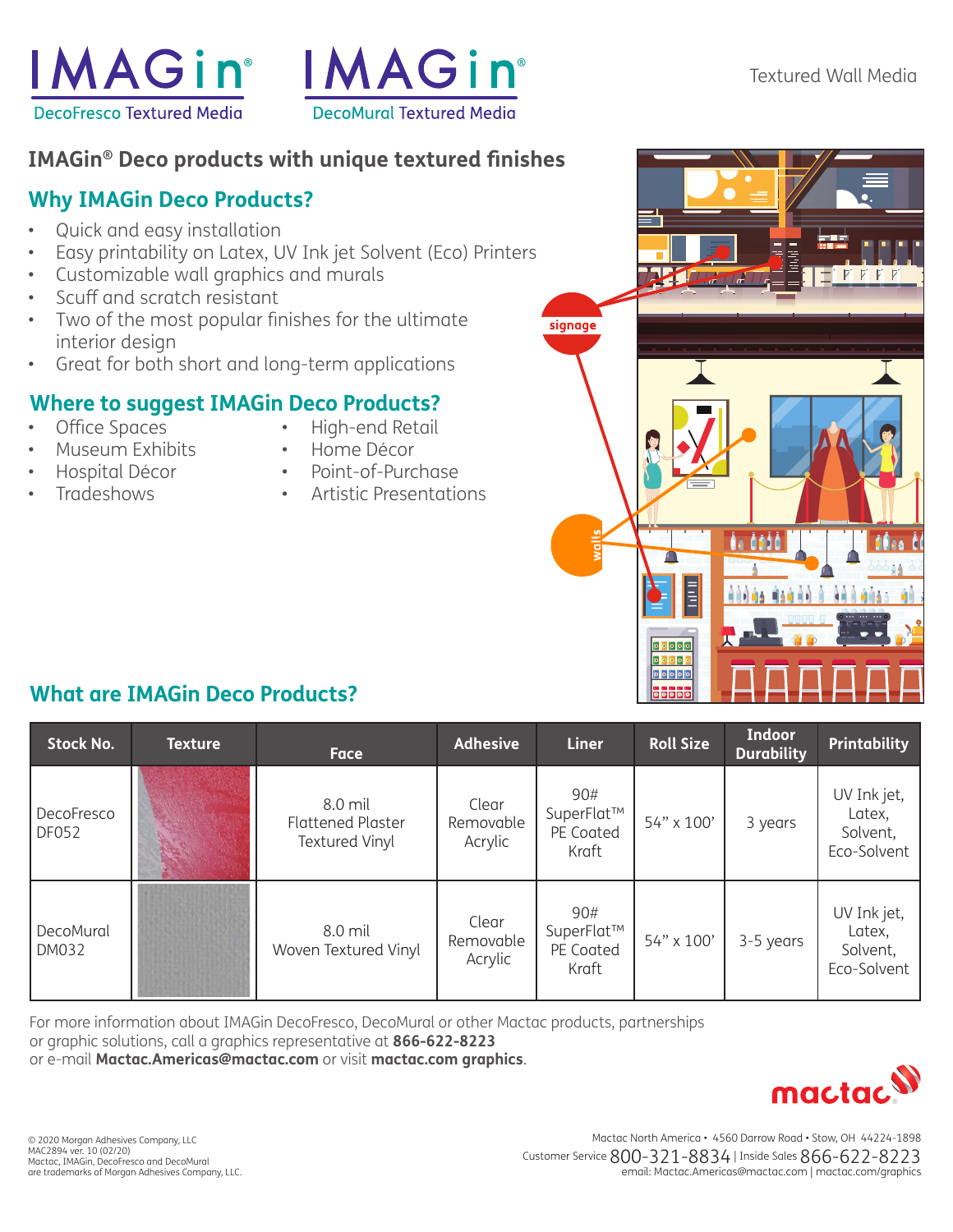# IMAGin® DecoFresco Textured Media

# IMAGin® DecoMural Textured Media

Textured Wall Media

## IMAGin® Deco products with unique textured finishes

### Why IMAGin Deco Products?

- Quick and easy installation
- Easy printability on Latex, UV Ink jet Solvent (Eco) Printers
- Customizable wall graphics and murals
- Scuff and scratch resistant
- Two of the most popular finishes for the ultimate interior design
- Great for both short and long-term applications

### Where to suggest IMAGin Deco Products?

- Office Spaces
- Museum Exhibits
- Hospital Décor
- Tradeshows
- High-end Retail
- Home Décor
- Point-of-Purchase
- Artistic Presentations

signage

walls

### What are IMAGin Deco Products?

| Stock No. | Texture | Face | Adhesive | Liner | Roll Size | Indoor Durability | Printability |
|---|---|---|---|---|---|---|---|
| DecoFresco DF052 | | 8.0 mil Flattened Plaster Textured Vinyl | Clear Removable Acrylic | 90# SuperFlat™ PE Coated Kraft | 54" x 100' | 3 years | UV Ink jet, Latex, Solvent, Eco-Solvent |
| DecoMural DM032 | | 8.0 mil Woven Textured Vinyl | Clear Removable Acrylic | 90# SuperFlat™ PE Coated Kraft | 54" x 100' | 3-5 years | UV Ink jet, Latex, Solvent, Eco-Solvent |

For more information about IMAGin DecoFresco, DecoMural or other Mactac products, partnerships or graphic solutions, call a graphics representative at **866-622-8223** or e-mail **Mactac.Americas@mactac.com** or visit **mactac.com graphics**.

mactac

© 2020 Morgan Adhesives Company, LLC
MAC2894 ver. 10 (02/20)
Mactac, IMAGin, DecoFresco and DecoMural are trademarks of Morgan Adhesives Company, LLC.

Mactac North America • 4560 Darrow Road • Stow, OH 44224-1898
Customer Service 800-321-8834 | Inside Sales 866-622-8223
email: Mactac.Americas@mactac.com | mactac.com/graphics